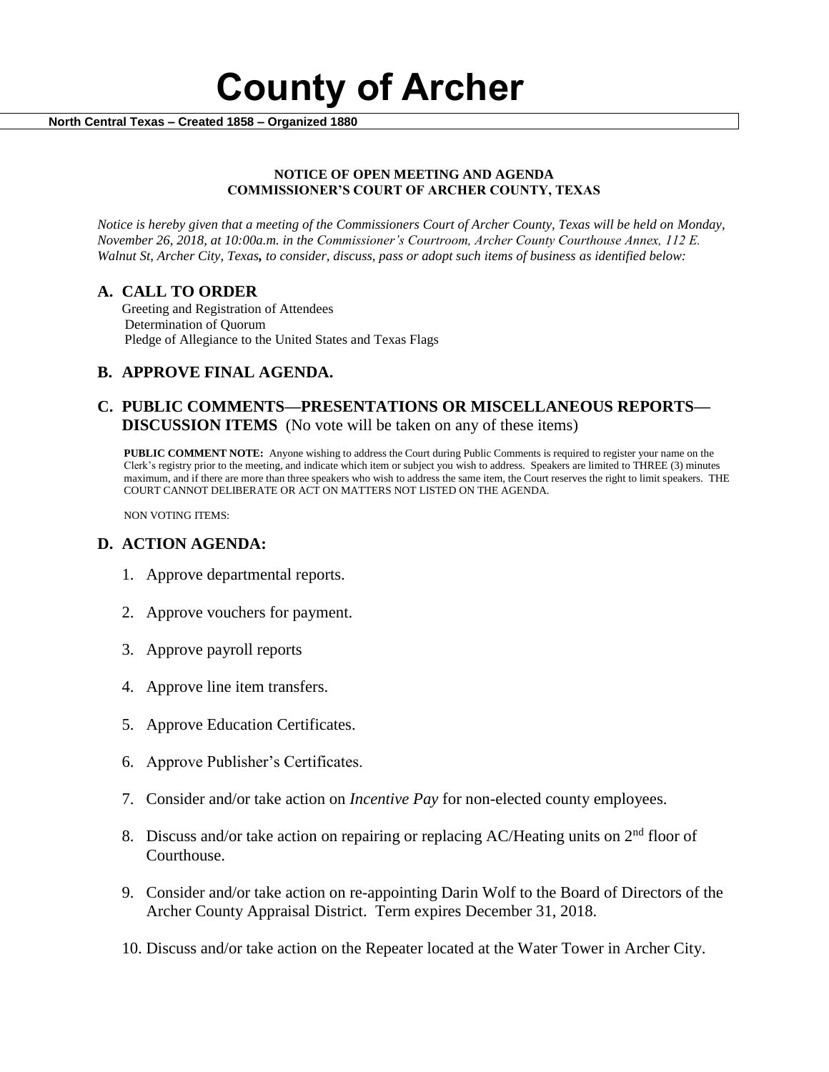# County of Archer

**North Central Texas – Created 1858 – Organized 1880**

**NOTICE OF OPEN MEETING AND AGENDA**
**COMMISSIONER'S COURT OF ARCHER COUNTY, TEXAS**

*Notice is hereby given that a meeting of the Commissioners Court of Archer County, Texas will be held on Monday, November 26, 2018, at 10:00a.m. in the Commissioner's Courtroom, Archer County Courthouse Annex, 112 E. Walnut St, Archer City, Texas, to consider, discuss, pass or adopt such items of business as identified below:*

## A. CALL TO ORDER

Greeting and Registration of Attendees
Determination of Quorum
Pledge of Allegiance to the United States and Texas Flags

## B. APPROVE FINAL AGENDA.

## C. PUBLIC COMMENTS—PRESENTATIONS OR MISCELLANEOUS REPORTS—DISCUSSION ITEMS (No vote will be taken on any of these items)

**PUBLIC COMMENT NOTE:** Anyone wishing to address the Court during Public Comments is required to register your name on the Clerk's registry prior to the meeting, and indicate which item or subject you wish to address. Speakers are limited to THREE (3) minutes maximum, and if there are more than three speakers who wish to address the same item, the Court reserves the right to limit speakers. THE COURT CANNOT DELIBERATE OR ACT ON MATTERS NOT LISTED ON THE AGENDA.

NON VOTING ITEMS:

## D. ACTION AGENDA:

1. Approve departmental reports.
2. Approve vouchers for payment.
3. Approve payroll reports
4. Approve line item transfers.
5. Approve Education Certificates.
6. Approve Publisher's Certificates.
7. Consider and/or take action on *Incentive Pay* for non-elected county employees.
8. Discuss and/or take action on repairing or replacing AC/Heating units on 2nd floor of Courthouse.
9. Consider and/or take action on re-appointing Darin Wolf to the Board of Directors of the Archer County Appraisal District. Term expires December 31, 2018.
10. Discuss and/or take action on the Repeater located at the Water Tower in Archer City.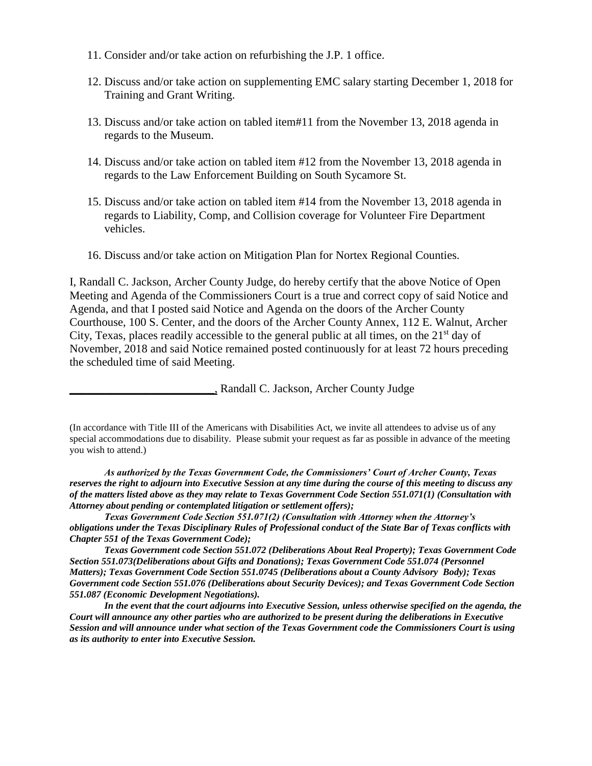11. Consider and/or take action on refurbishing the J.P. 1 office.

12. Discuss and/or take action on supplementing EMC salary starting December 1, 2018 for Training and Grant Writing.

13. Discuss and/or take action on tabled item#11 from the November 13, 2018 agenda in regards to the Museum.

14. Discuss and/or take action on tabled item #12 from the November 13, 2018 agenda in regards to the Law Enforcement Building on South Sycamore St.

15. Discuss and/or take action on tabled item #14 from the November 13, 2018 agenda in regards to Liability, Comp, and Collision coverage for Volunteer Fire Department vehicles.

16. Discuss and/or take action on Mitigation Plan for Nortex Regional Counties.

I, Randall C. Jackson, Archer County Judge, do hereby certify that the above Notice of Open Meeting and Agenda of the Commissioners Court is a true and correct copy of said Notice and Agenda, and that I posted said Notice and Agenda on the doors of the Archer County Courthouse, 100 S. Center, and the doors of the Archer County Annex, 112 E. Walnut, Archer City, Texas, places readily accessible to the general public at all times, on the 21st day of November, 2018 and said Notice remained posted continuously for at least 72 hours preceding the scheduled time of said Meeting.

_________________________, Randall C. Jackson, Archer County Judge

(In accordance with Title III of the Americans with Disabilities Act, we invite all attendees to advise us of any special accommodations due to disability. Please submit your request as far as possible in advance of the meeting you wish to attend.)

***As authorized by the Texas Government Code, the Commissioners' Court of Archer County, Texas reserves the right to adjourn into Executive Session at any time during the course of this meeting to discuss any of the matters listed above as they may relate to Texas Government Code Section 551.071(1) (Consultation with Attorney about pending or contemplated litigation or settlement offers);***

***Texas Government Code Section 551.071(2) (Consultation with Attorney when the Attorney's obligations under the Texas Disciplinary Rules of Professional conduct of the State Bar of Texas conflicts with Chapter 551 of the Texas Government Code);***

***Texas Government code Section 551.072 (Deliberations About Real Property); Texas Government Code Section 551.073(Deliberations about Gifts and Donations); Texas Government Code 551.074 (Personnel Matters); Texas Government Code Section 551.0745 (Deliberations about a County Advisory Body); Texas Government code Section 551.076 (Deliberations about Security Devices); and Texas Government Code Section 551.087 (Economic Development Negotiations).***

***In the event that the court adjourns into Executive Session, unless otherwise specified on the agenda, the Court will announce any other parties who are authorized to be present during the deliberations in Executive Session and will announce under what section of the Texas Government code the Commissioners Court is using as its authority to enter into Executive Session.***